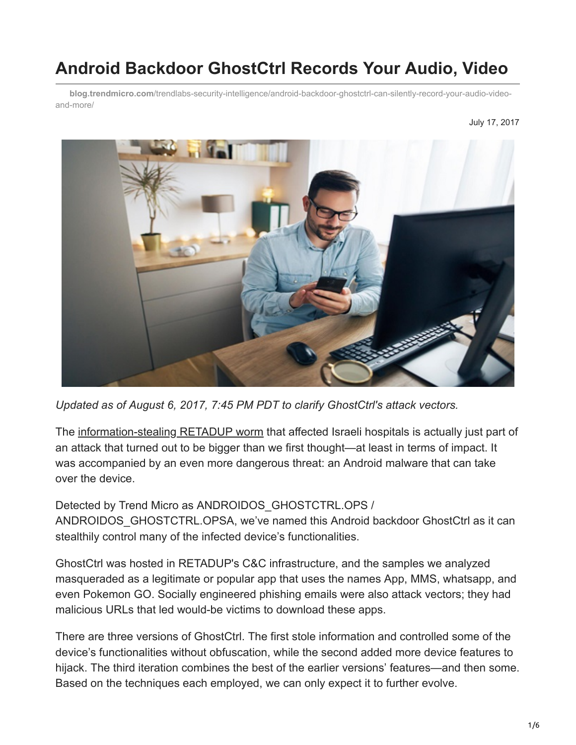# Android Backdoor GhostCtrl Records Your Audio, Video

blog.trendmicro.com/trendlabs-security-intelligence/android-backdoor-ghostctrl-can-silently-record-your-audio-video-and-more/

July 17, 2017

*Updated as of August 6, 2017, 7:45 PM PDT to clarify GhostCtrl's attack vectors.*

The information-stealing RETADUP worm that affected Israeli hospitals is actually just part of an attack that turned out to be bigger than we first thought—at least in terms of impact. It was accompanied by an even more dangerous threat: an Android malware that can take over the device.

Detected by Trend Micro as ANDROIDOS_GHOSTCTRL.OPS / ANDROIDOS_GHOSTCTRL.OPSA, we've named this Android backdoor GhostCtrl as it can stealthily control many of the infected device's functionalities.

GhostCtrl was hosted in RETADUP's C&C infrastructure, and the samples we analyzed masqueraded as a legitimate or popular app that uses the names App, MMS, whatsapp, and even Pokemon GO. Socially engineered phishing emails were also attack vectors; they had malicious URLs that led would-be victims to download these apps.

There are three versions of GhostCtrl. The first stole information and controlled some of the device's functionalities without obfuscation, while the second added more device features to hijack. The third iteration combines the best of the earlier versions' features—and then some. Based on the techniques each employed, we can only expect it to further evolve.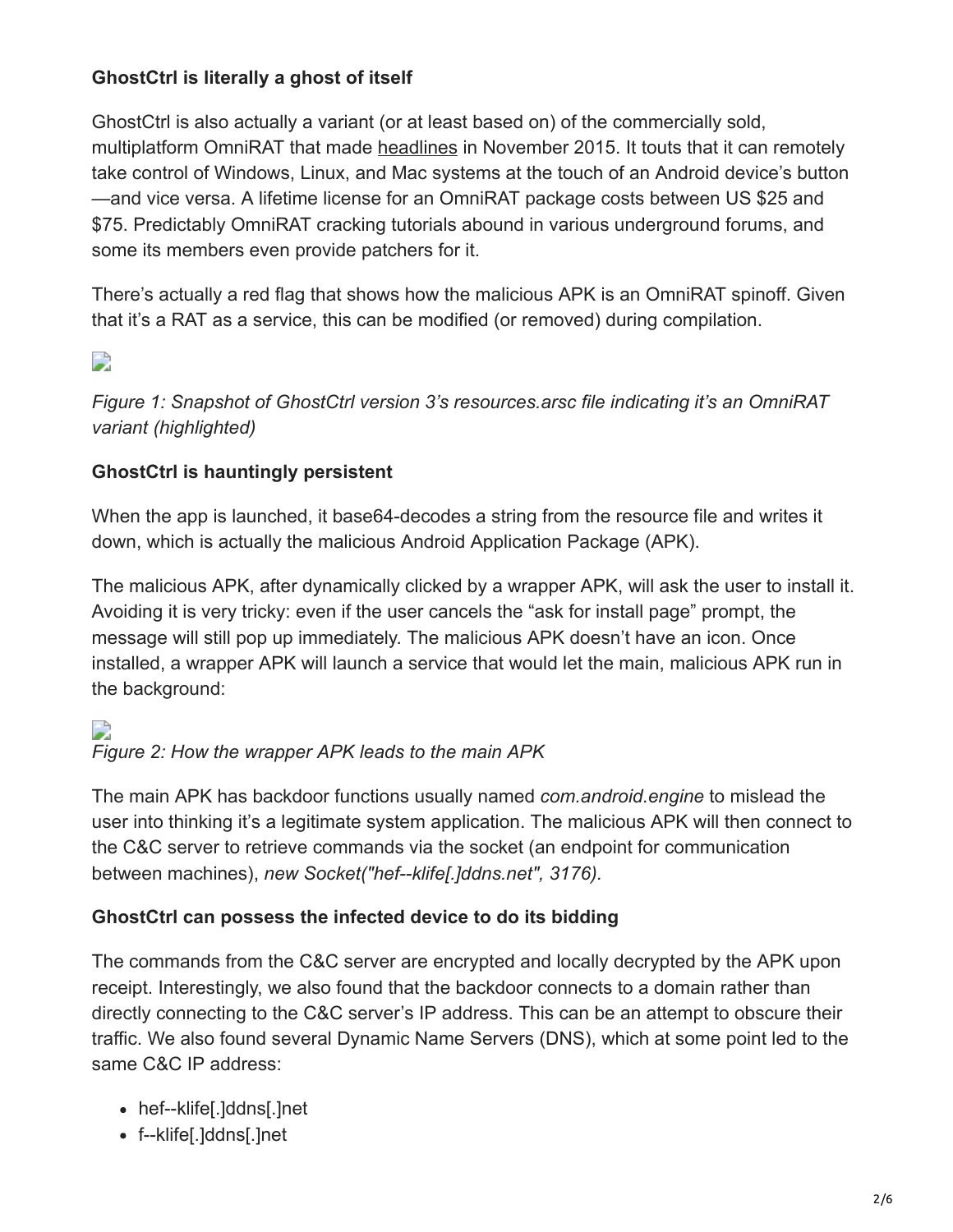**GhostCtrl is literally a ghost of itself**

GhostCtrl is also actually a variant (or at least based on) of the commercially sold, multiplatform OmniRAT that made headlines in November 2015. It touts that it can remotely take control of Windows, Linux, and Mac systems at the touch of an Android device's button—and vice versa. A lifetime license for an OmniRAT package costs between US $25 and $75. Predictably OmniRAT cracking tutorials abound in various underground forums, and some its members even provide patchers for it.

There's actually a red flag that shows how the malicious APK is an OmniRAT spinoff. Given that it's a RAT as a service, this can be modified (or removed) during compilation.

*Figure 1: Snapshot of GhostCtrl version 3's resources.arsc file indicating it's an OmniRAT variant (highlighted)*

**GhostCtrl is hauntingly persistent**

When the app is launched, it base64-decodes a string from the resource file and writes it down, which is actually the malicious Android Application Package (APK).

The malicious APK, after dynamically clicked by a wrapper APK, will ask the user to install it. Avoiding it is very tricky: even if the user cancels the "ask for install page" prompt, the message will still pop up immediately. The malicious APK doesn't have an icon. Once installed, a wrapper APK will launch a service that would let the main, malicious APK run in the background:

*Figure 2: How the wrapper APK leads to the main APK*

The main APK has backdoor functions usually named *com.android.engine* to mislead the user into thinking it's a legitimate system application. The malicious APK will then connect to the C&C server to retrieve commands via the socket (an endpoint for communication between machines), *new Socket("hef--klife[.]ddns.net", 3176).*

**GhostCtrl can possess the infected device to do its bidding**

The commands from the C&C server are encrypted and locally decrypted by the APK upon receipt. Interestingly, we also found that the backdoor connects to a domain rather than directly connecting to the C&C server's IP address. This can be an attempt to obscure their traffic. We also found several Dynamic Name Servers (DNS), which at some point led to the same C&C IP address:

- hef--klife[.]ddns[.]net
- f--klife[.]ddns[.]net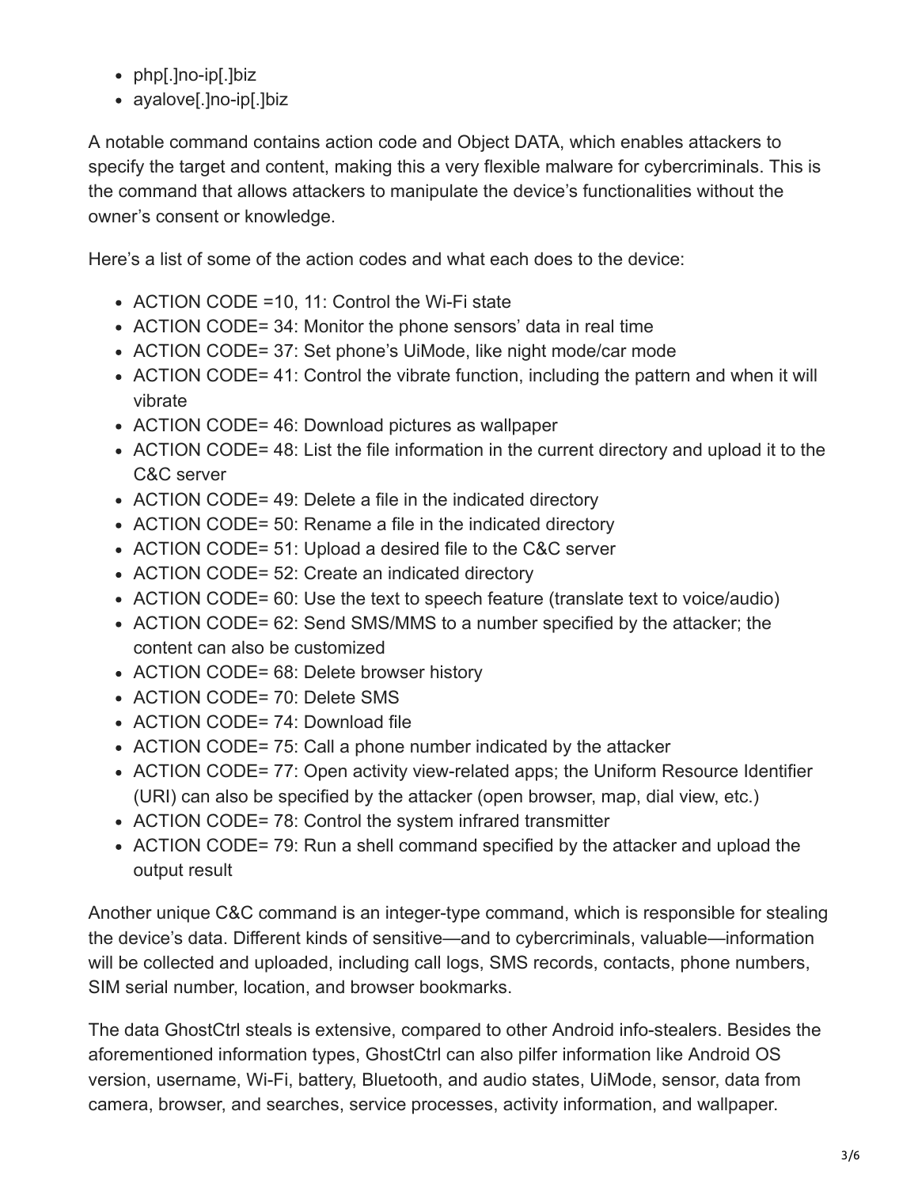- php[.]no-ip[.]biz
- ayalove[.]no-ip[.]biz

A notable command contains action code and Object DATA, which enables attackers to specify the target and content, making this a very flexible malware for cybercriminals. This is the command that allows attackers to manipulate the device's functionalities without the owner's consent or knowledge.

Here's a list of some of the action codes and what each does to the device:

- ACTION CODE =10, 11: Control the Wi-Fi state
- ACTION CODE= 34: Monitor the phone sensors' data in real time
- ACTION CODE= 37: Set phone's UiMode, like night mode/car mode
- ACTION CODE= 41: Control the vibrate function, including the pattern and when it will vibrate
- ACTION CODE= 46: Download pictures as wallpaper
- ACTION CODE= 48: List the file information in the current directory and upload it to the C&C server
- ACTION CODE= 49: Delete a file in the indicated directory
- ACTION CODE= 50: Rename a file in the indicated directory
- ACTION CODE= 51: Upload a desired file to the C&C server
- ACTION CODE= 52: Create an indicated directory
- ACTION CODE= 60: Use the text to speech feature (translate text to voice/audio)
- ACTION CODE= 62: Send SMS/MMS to a number specified by the attacker; the content can also be customized
- ACTION CODE= 68: Delete browser history
- ACTION CODE= 70: Delete SMS
- ACTION CODE= 74: Download file
- ACTION CODE= 75: Call a phone number indicated by the attacker
- ACTION CODE= 77: Open activity view-related apps; the Uniform Resource Identifier (URI) can also be specified by the attacker (open browser, map, dial view, etc.)
- ACTION CODE= 78: Control the system infrared transmitter
- ACTION CODE= 79: Run a shell command specified by the attacker and upload the output result

Another unique C&C command is an integer-type command, which is responsible for stealing the device's data. Different kinds of sensitive—and to cybercriminals, valuable—information will be collected and uploaded, including call logs, SMS records, contacts, phone numbers, SIM serial number, location, and browser bookmarks.

The data GhostCtrl steals is extensive, compared to other Android info-stealers. Besides the aforementioned information types, GhostCtrl can also pilfer information like Android OS version, username, Wi-Fi, battery, Bluetooth, and audio states, UiMode, sensor, data from camera, browser, and searches, service processes, activity information, and wallpaper.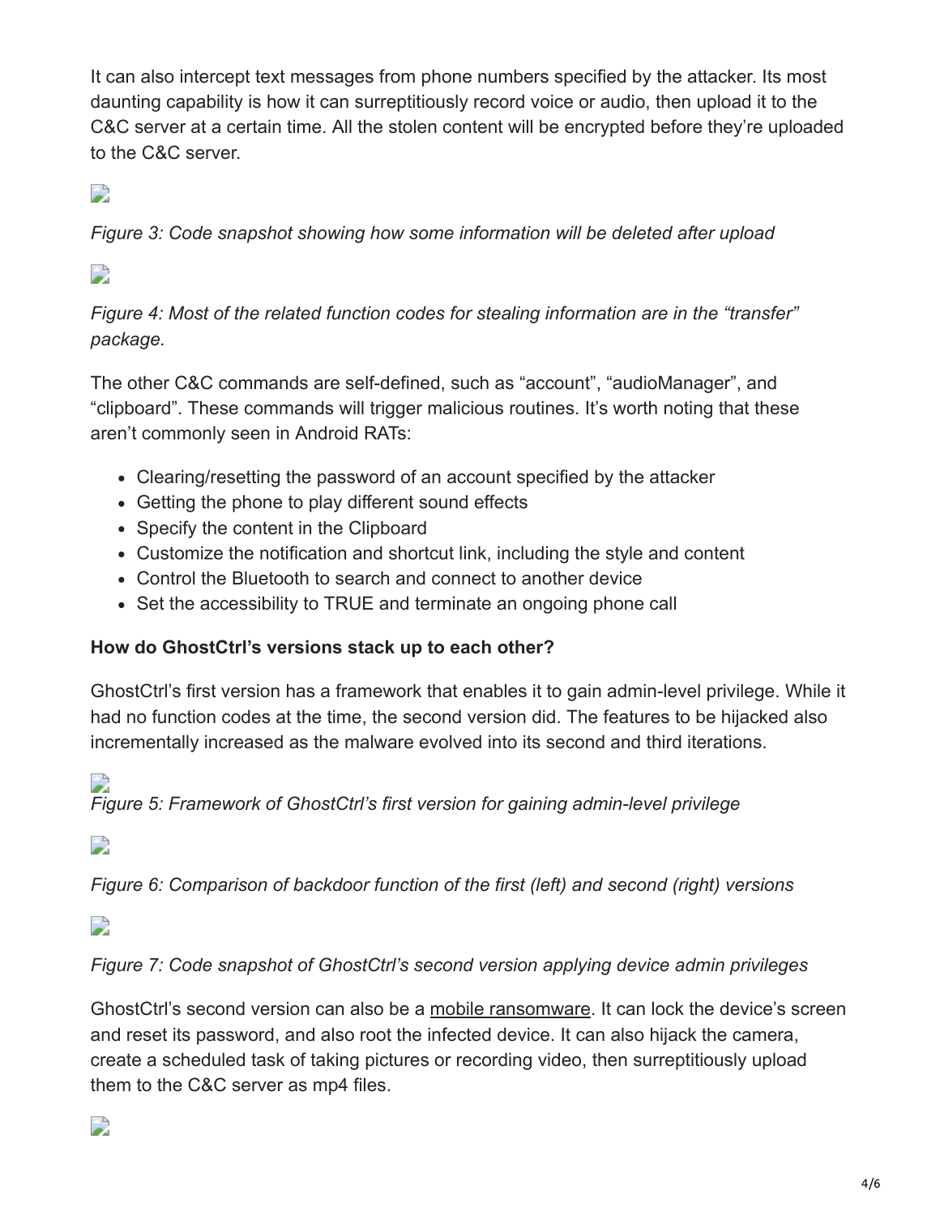It can also intercept text messages from phone numbers specified by the attacker. Its most daunting capability is how it can surreptitiously record voice or audio, then upload it to the C&C server at a certain time. All the stolen content will be encrypted before they're uploaded to the C&C server.

*Figure 3: Code snapshot showing how some information will be deleted after upload*

*Figure 4: Most of the related function codes for stealing information are in the "transfer" package.*

The other C&C commands are self-defined, such as "account", "audioManager", and "clipboard". These commands will trigger malicious routines. It's worth noting that these aren't commonly seen in Android RATs:

- Clearing/resetting the password of an account specified by the attacker
- Getting the phone to play different sound effects
- Specify the content in the Clipboard
- Customize the notification and shortcut link, including the style and content
- Control the Bluetooth to search and connect to another device
- Set the accessibility to TRUE and terminate an ongoing phone call

**How do GhostCtrl's versions stack up to each other?**

GhostCtrl's first version has a framework that enables it to gain admin-level privilege. While it had no function codes at the time, the second version did. The features to be hijacked also incrementally increased as the malware evolved into its second and third iterations.

*Figure 5: Framework of GhostCtrl's first version for gaining admin-level privilege*

*Figure 6: Comparison of backdoor function of the first (left) and second (right) versions*

*Figure 7: Code snapshot of GhostCtrl's second version applying device admin privileges*

GhostCtrl's second version can also be a mobile ransomware. It can lock the device's screen and reset its password, and also root the infected device. It can also hijack the camera, create a scheduled task of taking pictures or recording video, then surreptitiously upload them to the C&C server as mp4 files.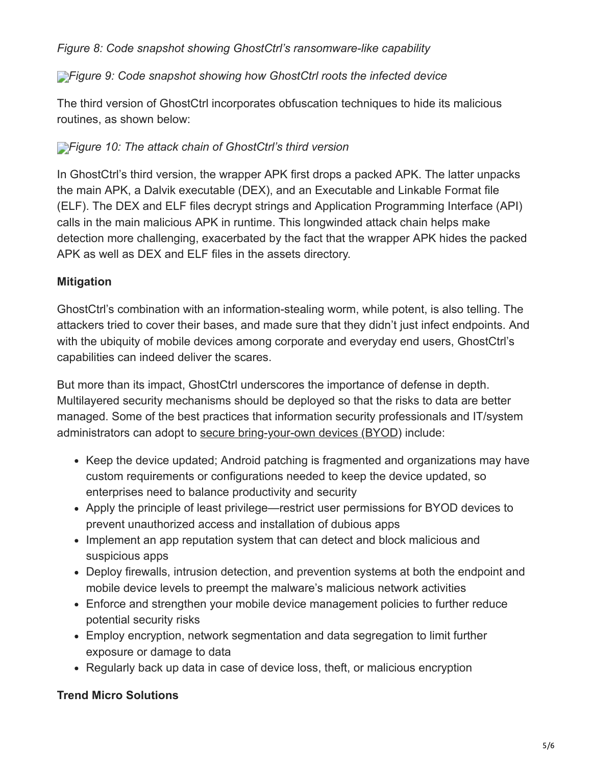*Figure 8: Code snapshot showing GhostCtrl's ransomware-like capability*

*Figure 9: Code snapshot showing how GhostCtrl roots the infected device*

The third version of GhostCtrl incorporates obfuscation techniques to hide its malicious routines, as shown below:

*Figure 10: The attack chain of GhostCtrl's third version*

In GhostCtrl's third version, the wrapper APK first drops a packed APK. The latter unpacks the main APK, a Dalvik executable (DEX), and an Executable and Linkable Format file (ELF). The DEX and ELF files decrypt strings and Application Programming Interface (API) calls in the main malicious APK in runtime. This longwinded attack chain helps make detection more challenging, exacerbated by the fact that the wrapper APK hides the packed APK as well as DEX and ELF files in the assets directory.

**Mitigation**

GhostCtrl's combination with an information-stealing worm, while potent, is also telling. The attackers tried to cover their bases, and made sure that they didn't just infect endpoints. And with the ubiquity of mobile devices among corporate and everyday end users, GhostCtrl's capabilities can indeed deliver the scares.

But more than its impact, GhostCtrl underscores the importance of defense in depth. Multilayered security mechanisms should be deployed so that the risks to data are better managed. Some of the best practices that information security professionals and IT/system administrators can adopt to secure bring-your-own devices (BYOD) include:

- Keep the device updated; Android patching is fragmented and organizations may have custom requirements or configurations needed to keep the device updated, so enterprises need to balance productivity and security
- Apply the principle of least privilege—restrict user permissions for BYOD devices to prevent unauthorized access and installation of dubious apps
- Implement an app reputation system that can detect and block malicious and suspicious apps
- Deploy firewalls, intrusion detection, and prevention systems at both the endpoint and mobile device levels to preempt the malware's malicious network activities
- Enforce and strengthen your mobile device management policies to further reduce potential security risks
- Employ encryption, network segmentation and data segregation to limit further exposure or damage to data
- Regularly back up data in case of device loss, theft, or malicious encryption

**Trend Micro Solutions**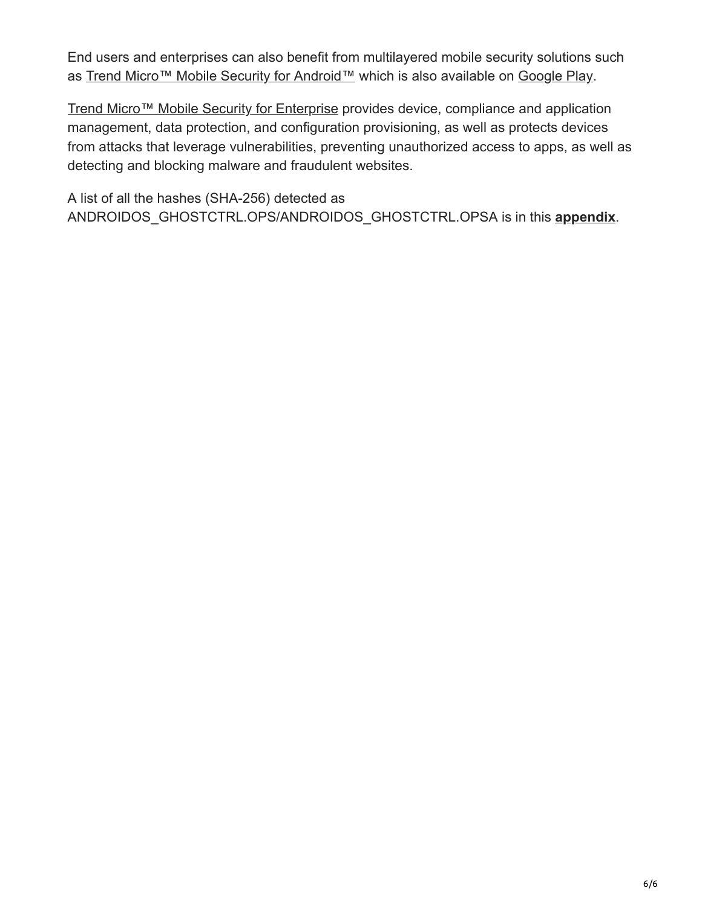End users and enterprises can also benefit from multilayered mobile security solutions such as Trend Micro™ Mobile Security for Android™ which is also available on Google Play.

Trend Micro™ Mobile Security for Enterprise provides device, compliance and application management, data protection, and configuration provisioning, as well as protects devices from attacks that leverage vulnerabilities, preventing unauthorized access to apps, as well as detecting and blocking malware and fraudulent websites.

A list of all the hashes (SHA-256) detected as ANDROIDOS_GHOSTCTRL.OPS/ANDROIDOS_GHOSTCTRL.OPSA is in this **appendix**.